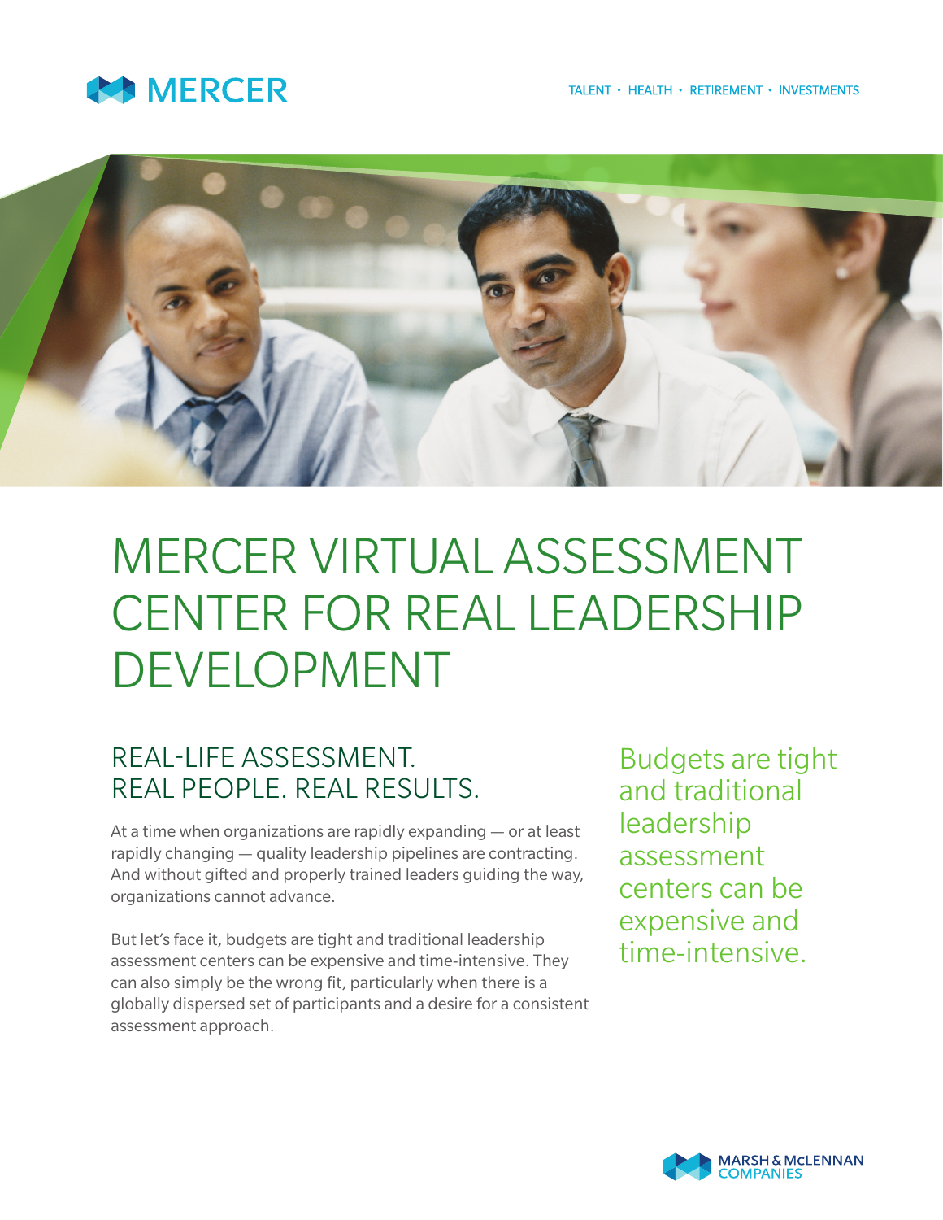MERCER

TALENT • HEALTH • RETIREMENT • INVESTMENTS

# MERCER VIRTUAL ASSESSMENT CENTER FOR REAL LEADERSHIP DEVELOPMENT

## REAL-LIFE ASSESSMENT. REAL PEOPLE. REAL RESULTS.

At a time when organizations are rapidly expanding — or at least rapidly changing — quality leadership pipelines are contracting. And without gifted and properly trained leaders guiding the way, organizations cannot advance.

But let's face it, budgets are tight and traditional leadership assessment centers can be expensive and time-intensive. They can also simply be the wrong fit, particularly when there is a globally dispersed set of participants and a desire for a consistent assessment approach.

> Budgets are tight and traditional leadership assessment centers can be expensive and time-intensive.

MARSH & McLENNAN COMPANIES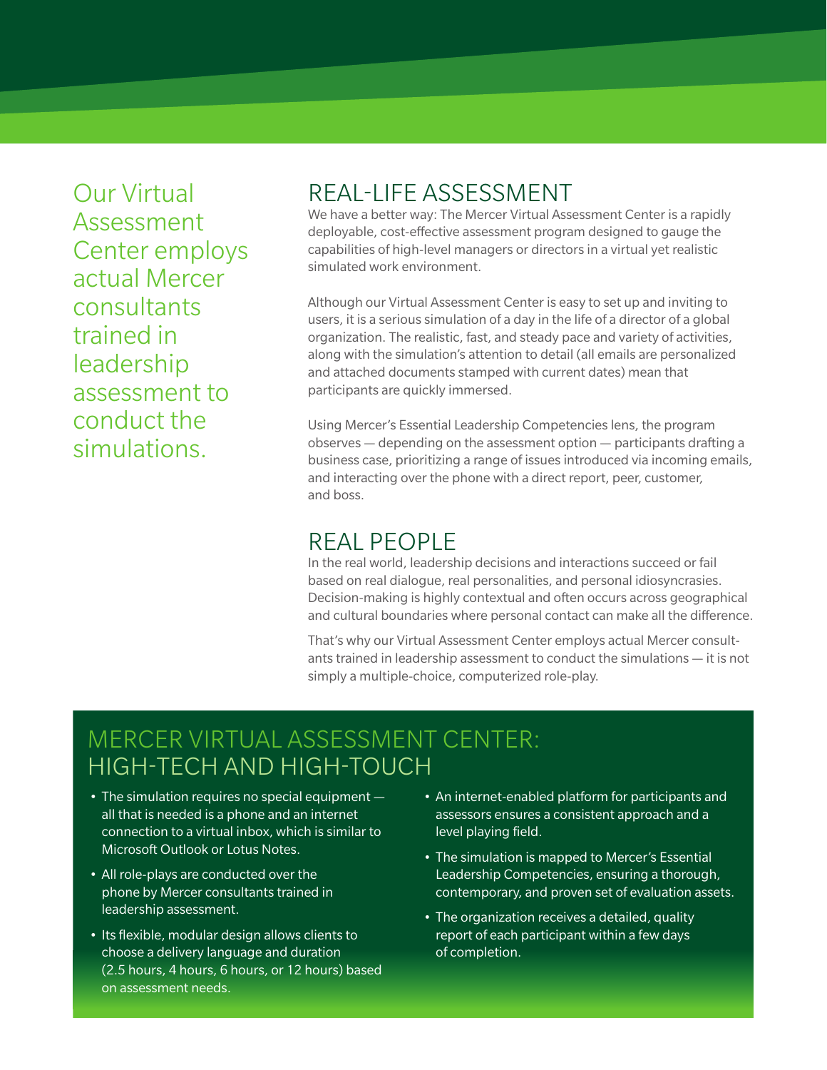Our Virtual Assessment Center employs actual Mercer consultants trained in leadership assessment to conduct the simulations.

## REAL-LIFE ASSESSMENT

We have a better way: The Mercer Virtual Assessment Center is a rapidly deployable, cost-effective assessment program designed to gauge the capabilities of high-level managers or directors in a virtual yet realistic simulated work environment.

Although our Virtual Assessment Center is easy to set up and inviting to users, it is a serious simulation of a day in the life of a director of a global organization. The realistic, fast, and steady pace and variety of activities, along with the simulation's attention to detail (all emails are personalized and attached documents stamped with current dates) mean that participants are quickly immersed.

Using Mercer's Essential Leadership Competencies lens, the program observes — depending on the assessment option — participants drafting a business case, prioritizing a range of issues introduced via incoming emails, and interacting over the phone with a direct report, peer, customer, and boss.

## REAL PEOPLE

In the real world, leadership decisions and interactions succeed or fail based on real dialogue, real personalities, and personal idiosyncrasies. Decision-making is highly contextual and often occurs across geographical and cultural boundaries where personal contact can make all the difference.

That's why our Virtual Assessment Center employs actual Mercer consultants trained in leadership assessment to conduct the simulations — it is not simply a multiple-choice, computerized role-play.

## MERCER VIRTUAL ASSESSMENT CENTER: HIGH-TECH AND HIGH-TOUCH

- The simulation requires no special equipment — all that is needed is a phone and an internet connection to a virtual inbox, which is similar to Microsoft Outlook or Lotus Notes.
- All role-plays are conducted over the phone by Mercer consultants trained in leadership assessment.
- Its flexible, modular design allows clients to choose a delivery language and duration (2.5 hours, 4 hours, 6 hours, or 12 hours) based on assessment needs.
- An internet-enabled platform for participants and assessors ensures a consistent approach and a level playing field.
- The simulation is mapped to Mercer's Essential Leadership Competencies, ensuring a thorough, contemporary, and proven set of evaluation assets.
- The organization receives a detailed, quality report of each participant within a few days of completion.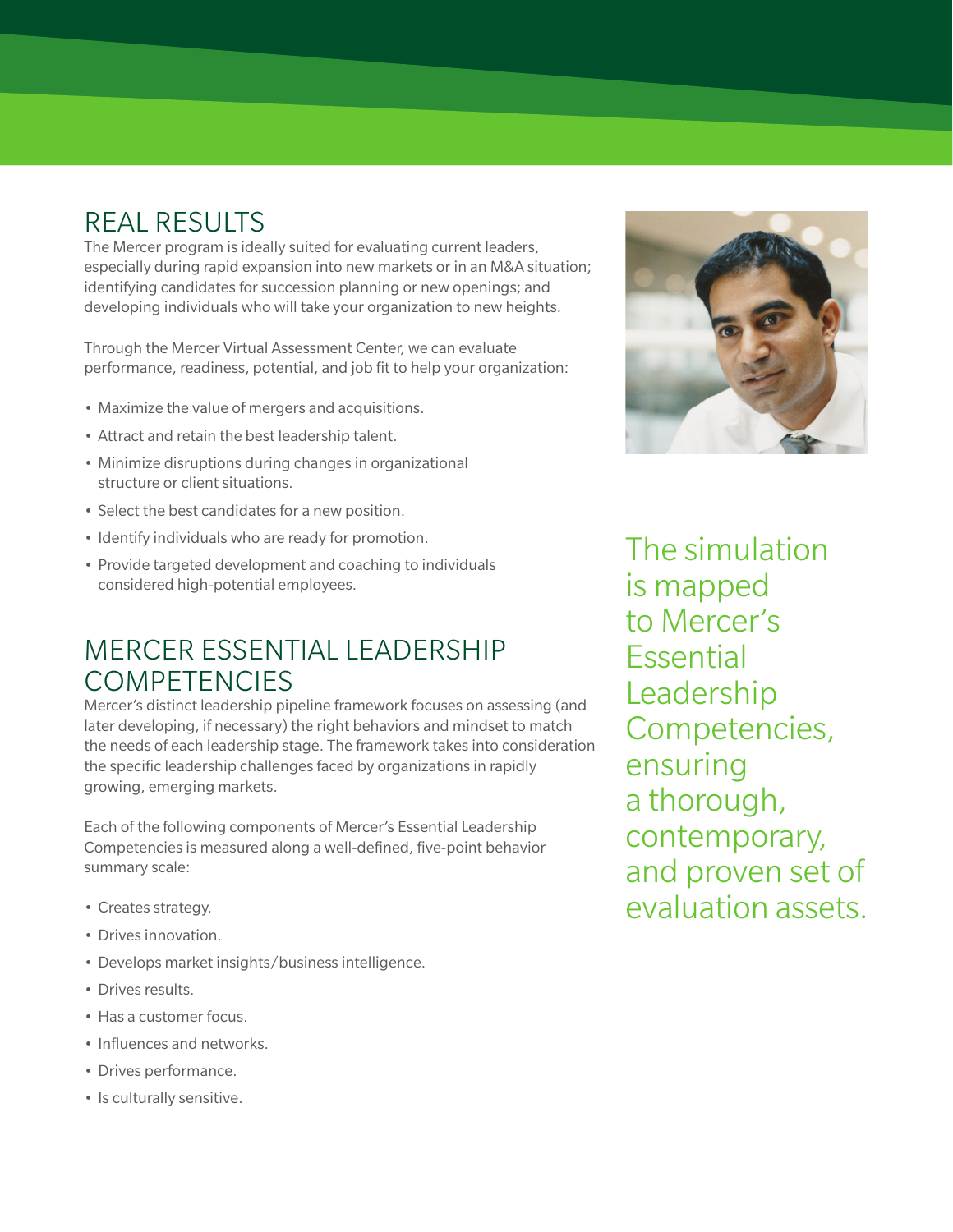## REAL RESULTS

The Mercer program is ideally suited for evaluating current leaders, especially during rapid expansion into new markets or in an M&A situation; identifying candidates for succession planning or new openings; and developing individuals who will take your organization to new heights.

Through the Mercer Virtual Assessment Center, we can evaluate performance, readiness, potential, and job fit to help your organization:

- Maximize the value of mergers and acquisitions.
- Attract and retain the best leadership talent.
- Minimize disruptions during changes in organizational structure or client situations.
- Select the best candidates for a new position.
- Identify individuals who are ready for promotion.
- Provide targeted development and coaching to individuals considered high-potential employees.

## MERCER ESSENTIAL LEADERSHIP COMPETENCIES

Mercer's distinct leadership pipeline framework focuses on assessing (and later developing, if necessary) the right behaviors and mindset to match the needs of each leadership stage. The framework takes into consideration the specific leadership challenges faced by organizations in rapidly growing, emerging markets.

Each of the following components of Mercer's Essential Leadership Competencies is measured along a well-defined, five-point behavior summary scale:

- Creates strategy.
- Drives innovation.
- Develops market insights/business intelligence.
- Drives results.
- Has a customer focus.
- Influences and networks.
- Drives performance.
- Is culturally sensitive.

The simulation is mapped to Mercer's Essential Leadership Competencies, ensuring a thorough, contemporary, and proven set of evaluation assets.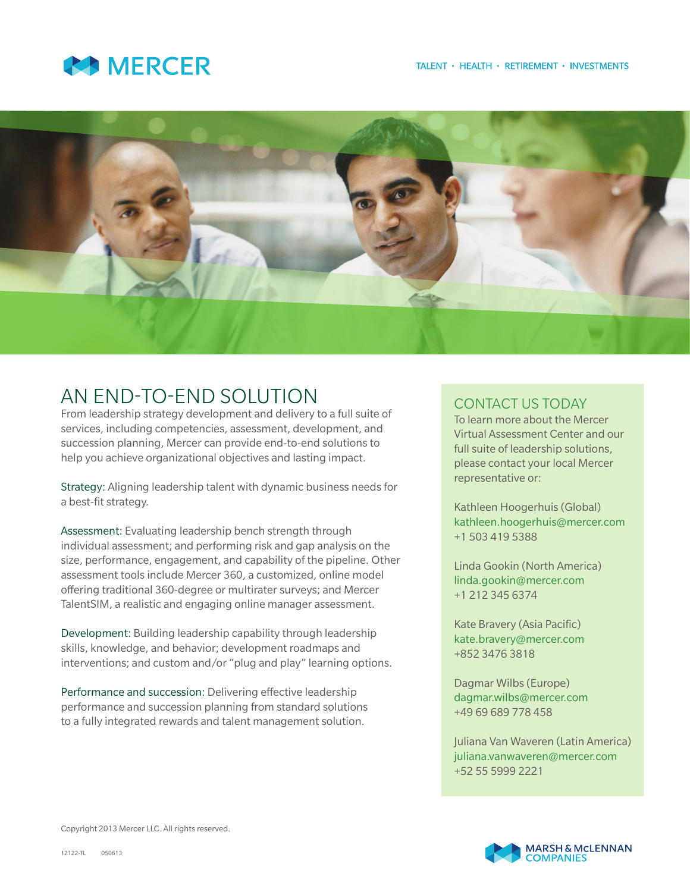MERCER

TALENT • HEALTH • RETIREMENT • INVESTMENTS

## AN END-TO-END SOLUTION

From leadership strategy development and delivery to a full suite of services, including competencies, assessment, development, and succession planning, Mercer can provide end-to-end solutions to help you achieve organizational objectives and lasting impact.

Strategy: Aligning leadership talent with dynamic business needs for a best-fit strategy.

Assessment: Evaluating leadership bench strength through individual assessment; and performing risk and gap analysis on the size, performance, engagement, and capability of the pipeline. Other assessment tools include Mercer 360, a customized, online model offering traditional 360-degree or multirater surveys; and Mercer TalentSIM, a realistic and engaging online manager assessment.

Development: Building leadership capability through leadership skills, knowledge, and behavior; development roadmaps and interventions; and custom and/or "plug and play" learning options.

Performance and succession: Delivering effective leadership performance and succession planning from standard solutions to a fully integrated rewards and talent management solution.

## CONTACT US TODAY

To learn more about the Mercer Virtual Assessment Center and our full suite of leadership solutions, please contact your local Mercer representative or:

Kathleen Hoogerhuis (Global)
kathleen.hoogerhuis@mercer.com
+1 503 419 5388

Linda Gookin (North America)
linda.gookin@mercer.com
+1 212 345 6374

Kate Bravery (Asia Pacific)
kate.bravery@mercer.com
+852 3476 3818

Dagmar Wilbs (Europe)
dagmar.wilbs@mercer.com
+49 69 689 778 458

Juliana Van Waveren (Latin America)
juliana.vanwaveren@mercer.com
+52 55 5999 2221

Copyright 2013 Mercer LLC. All rights reserved.

12122-TL 050613

MARSH & McLENNAN COMPANIES